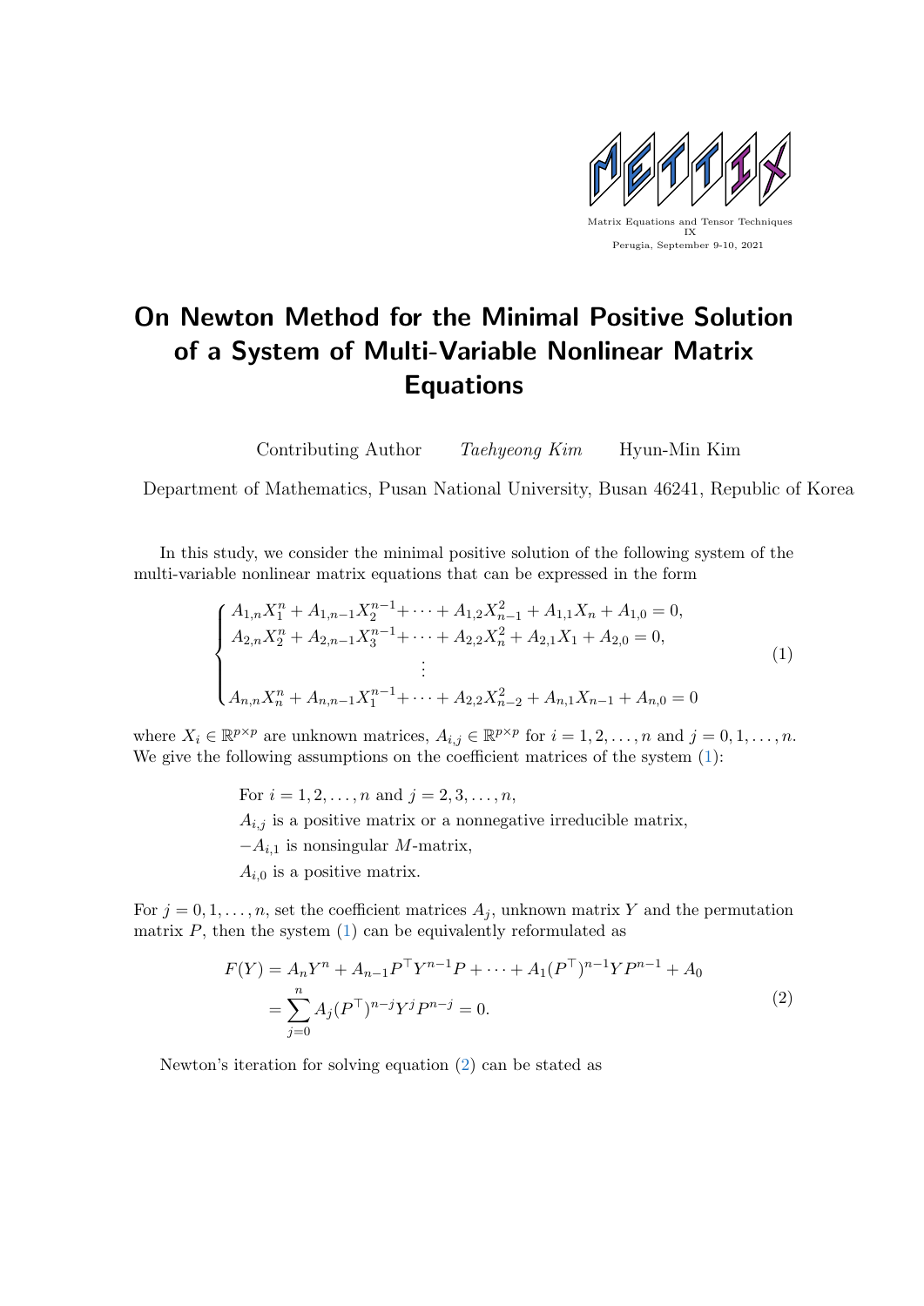Matrix Equations and Tensor Techniques IX
Perugia, September 9-10, 2021

# On Newton Method for the Minimal Positive Solution of a System of Multi-Variable Nonlinear Matrix Equations

Contributing Author *Taehyeong Kim* Hyun-Min Kim

Department of Mathematics, Pusan National University, Busan 46241, Republic of Korea

In this study, we consider the minimal positive solution of the following system of the multi-variable nonlinear matrix equations that can be expressed in the form

$$
\begin{cases}
A_{1,n}X_1^n + A_{1,n-1}X_2^{n-1} + \cdots + A_{1,2}X_{n-1}^2 + A_{1,1}X_n + A_{1,0} = 0, \\
A_{2,n}X_2^n + A_{2,n-1}X_3^{n-1} + \cdots + A_{2,2}X_n^2 + A_{2,1}X_1 + A_{2,0} = 0, \\
\qquad \vdots \\
A_{n,n}X_n^n + A_{n,n-1}X_1^{n-1} + \cdots + A_{2,2}X_{n-2}^2 + A_{n,1}X_{n-1} + A_{n,0} = 0
\end{cases}
\tag{1}
$$

where $X_i \in \mathbb{R}^{p\times p}$ are unknown matrices, $A_{i,j} \in \mathbb{R}^{p\times p}$ for $i = 1, 2, \ldots, n$ and $j = 0, 1, \ldots, n$. We give the following assumptions on the coefficient matrices of the system (1):

For $i = 1, 2, \ldots, n$ and $j = 2, 3, \ldots, n$,
$A_{i,j}$ is a positive matrix or a nonnegative irreducible matrix,
$-A_{i,1}$ is nonsingular $M$-matrix,
$A_{i,0}$ is a positive matrix.

For $j = 0, 1, \ldots, n$, set the coefficient matrices $A_j$, unknown matrix $Y$ and the permutation matrix $P$, then the system (1) can be equivalently reformulated as

$$
\begin{aligned}
F(Y) &= A_nY^n + A_{n-1}P^\top Y^{n-1}P + \cdots + A_1(P^\top)^{n-1}YP^{n-1} + A_0 \\
&= \sum_{j=0}^{n} A_j (P^\top)^{n-j} Y^j P^{n-j} = 0.
\end{aligned}
\tag{2}
$$

Newton's iteration for solving equation (2) can be stated as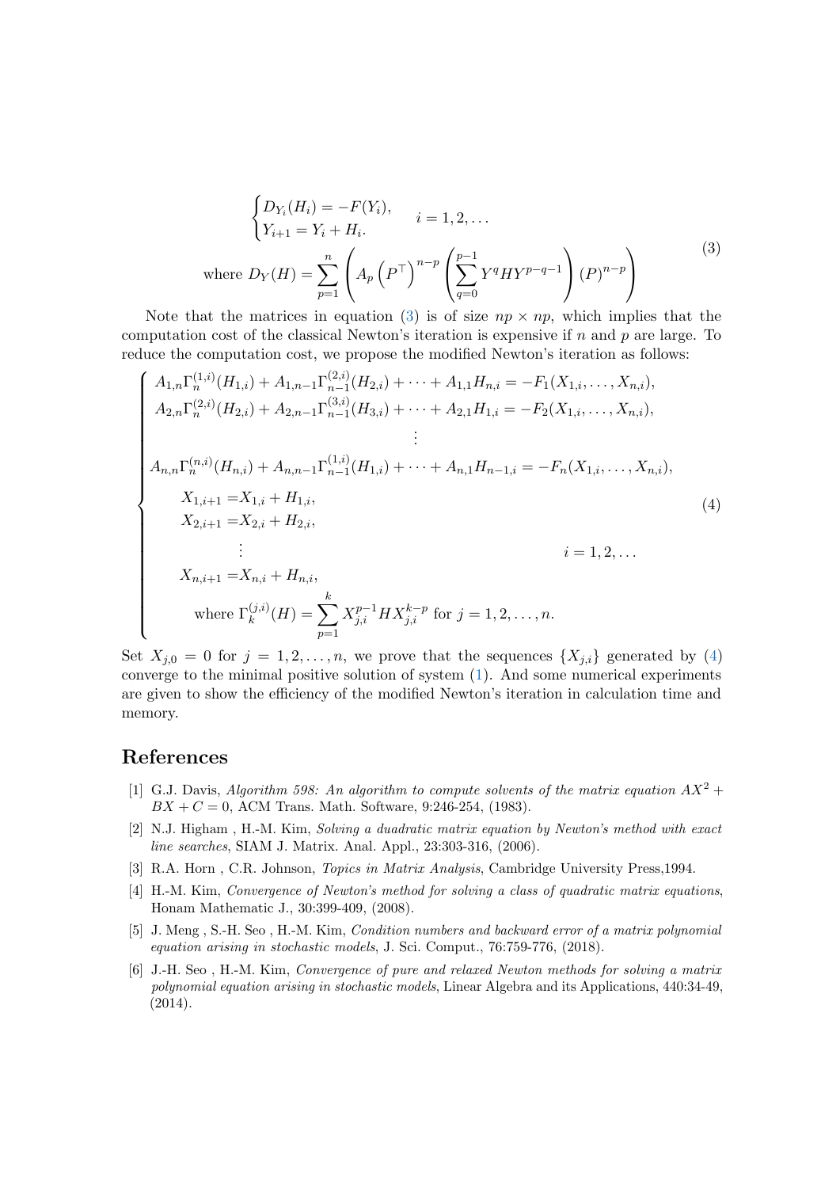$$
\begin{cases} D_{Y_i}(H_i) = -F(Y_i), \\ Y_{i+1} = Y_i + H_i. \end{cases} \quad i = 1, 2, \ldots
$$

$$
\text{where } D_Y(H) = \sum_{p=1}^{n} \left( A_p \left(P^\top\right)^{n-p} \left( \sum_{q=0}^{p-1} Y^q H Y^{p-q-1} \right) (P)^{n-p} \right) \tag{3}
$$

Note that the matrices in equation (3) is of size $np \times np$, which implies that the computation cost of the classical Newton's iteration is expensive if $n$ and $p$ are large. To reduce the computation cost, we propose the modified Newton's iteration as follows:

$$
\begin{cases}
A_{1,n}\Gamma_n^{(1,i)}(H_{1,i}) + A_{1,n-1}\Gamma_{n-1}^{(2,i)}(H_{2,i}) + \cdots + A_{1,1}H_{n,i} = -F_1(X_{1,i}, \ldots, X_{n,i}), \\
A_{2,n}\Gamma_n^{(2,i)}(H_{2,i}) + A_{2,n-1}\Gamma_{n-1}^{(3,i)}(H_{3,i}) + \cdots + A_{2,1}H_{1,i} = -F_2(X_{1,i}, \ldots, X_{n,i}), \\
\qquad \vdots \\
A_{n,n}\Gamma_n^{(n,i)}(H_{n,i}) + A_{n,n-1}\Gamma_{n-1}^{(1,i)}(H_{1,i}) + \cdots + A_{n,1}H_{n-1,i} = -F_n(X_{1,i}, \ldots, X_{n,i}), \\
X_{1,i+1} = X_{1,i} + H_{1,i}, \\
X_{2,i+1} = X_{2,i} + H_{2,i}, \\
\qquad \vdots \qquad\qquad\qquad\qquad i = 1, 2, \ldots \\
X_{n,i+1} = X_{n,i} + H_{n,i}, \\
\text{where } \Gamma_k^{(j,i)}(H) = \sum_{p=1}^{k} X_{j,i}^{p-1} H X_{j,i}^{k-p} \text{ for } j = 1, 2, \ldots, n.
\end{cases} \tag{4}
$$

Set $X_{j,0} = 0$ for $j = 1, 2, \ldots, n$, we prove that the sequences $\{X_{j,i}\}$ generated by (4) converge to the minimal positive solution of system (1). And some numerical experiments are given to show the efficiency of the modified Newton's iteration in calculation time and memory.

## References

[1] G.J. Davis, *Algorithm 598: An algorithm to compute solvents of the matrix equation $AX^2 + BX + C = 0$*, ACM Trans. Math. Software, 9:246-254, (1983).

[2] N.J. Higham , H.-M. Kim, *Solving a duadratic matrix equation by Newton's method with exact line searches*, SIAM J. Matrix. Anal. Appl., 23:303-316, (2006).

[3] R.A. Horn , C.R. Johnson, *Topics in Matrix Analysis*, Cambridge University Press,1994.

[4] H.-M. Kim, *Convergence of Newton's method for solving a class of quadratic matrix equations*, Honam Mathematic J., 30:399-409, (2008).

[5] J. Meng , S.-H. Seo , H.-M. Kim, *Condition numbers and backward error of a matrix polynomial equation arising in stochastic models*, J. Sci. Comput., 76:759-776, (2018).

[6] J.-H. Seo , H.-M. Kim, *Convergence of pure and relaxed Newton methods for solving a matrix polynomial equation arising in stochastic models*, Linear Algebra and its Applications, 440:34-49, (2014).